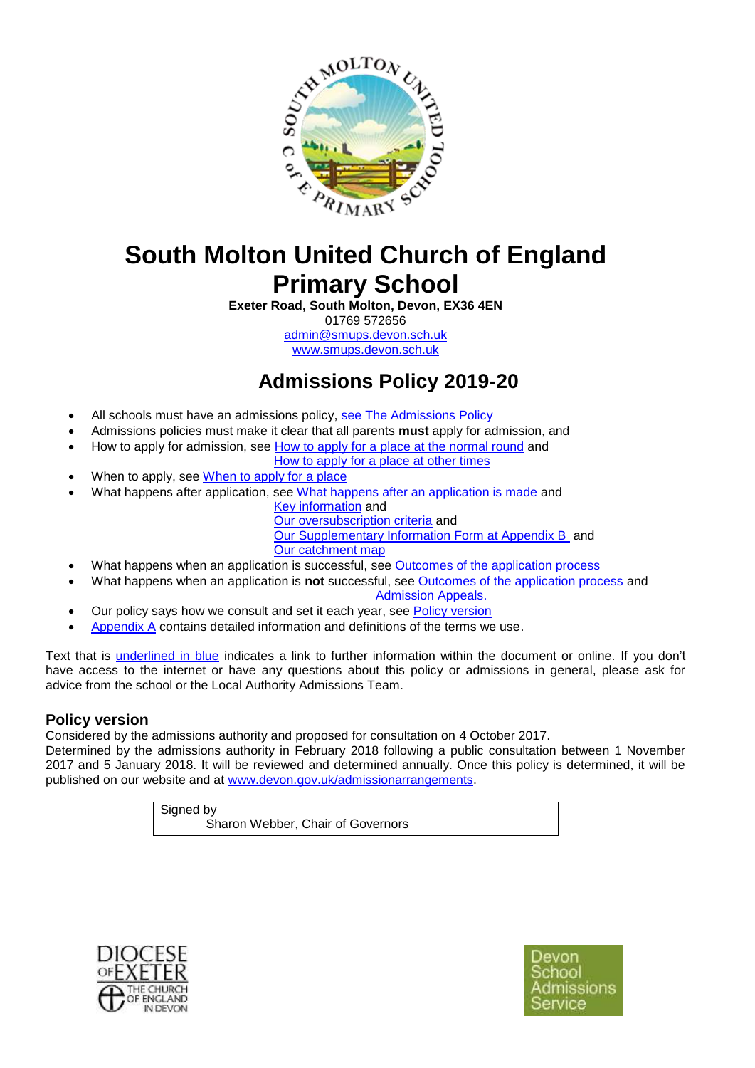# South Molton United Church of England Primary School

**Exeter Road, South Molton, Devon, EX36 4EN**
01769 572656
admin@smups.devon.sch.uk
www.smups.devon.sch.uk

## Admissions Policy 2019-20

- All schools must have an admissions policy, see The Admissions Policy
- Admissions policies must make it clear that all parents **must** apply for admission, and
- How to apply for admission, see How to apply for a place at the normal round and How to apply for a place at other times
- When to apply, see When to apply for a place
- What happens after application, see What happens after an application is made and Key information and Our oversubscription criteria and Our Supplementary Information Form at Appendix B and Our catchment map
- What happens when an application is successful, see Outcomes of the application process
- What happens when an application is **not** successful, see Outcomes of the application process and Admission Appeals.
- Our policy says how we consult and set it each year, see Policy version
- Appendix A contains detailed information and definitions of the terms we use.

Text that is underlined in blue indicates a link to further information within the document or online. If you don't have access to the internet or have any questions about this policy or admissions in general, please ask for advice from the school or the Local Authority Admissions Team.

### Policy version

Considered by the admissions authority and proposed for consultation on 4 October 2017.
Determined by the admissions authority in February 2018 following a public consultation between 1 November 2017 and 5 January 2018. It will be reviewed and determined annually. Once this policy is determined, it will be published on our website and at www.devon.gov.uk/admissionarrangements.

| Signed by |
|---|
| Sharon Webber, Chair of Governors |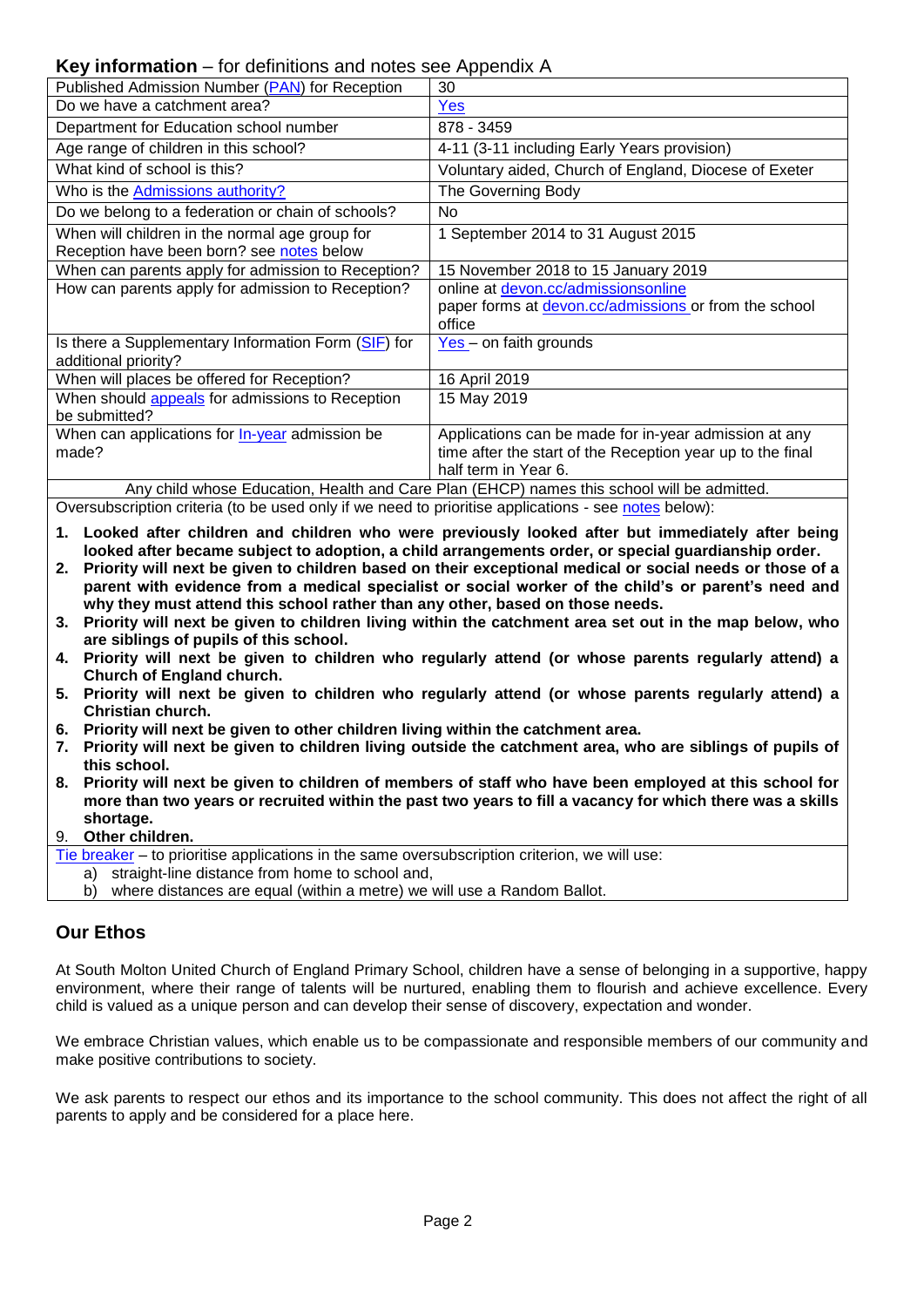## Key information – for definitions and notes see Appendix A

| | |
|---|---|
| Published Admission Number (PAN) for Reception | 30 |
| Do we have a catchment area? | Yes |
| Department for Education school number | 878 - 3459 |
| Age range of children in this school? | 4-11 (3-11 including Early Years provision) |
| What kind of school is this? | Voluntary aided, Church of England, Diocese of Exeter |
| Who is the Admissions authority? | The Governing Body |
| Do we belong to a federation or chain of schools? | No |
| When will children in the normal age group for Reception have been born? see notes below | 1 September 2014 to 31 August 2015 |
| When can parents apply for admission to Reception? | 15 November 2018 to 15 January 2019 |
| How can parents apply for admission to Reception? | online at devon.cc/admissionsonline<br>paper forms at devon.cc/admissions or from the school office |
| Is there a Supplementary Information Form (SIF) for additional priority? | Yes – on faith grounds |
| When will places be offered for Reception? | 16 April 2019 |
| When should appeals for admissions to Reception be submitted? | 15 May 2019 |
| When can applications for In-year admission be made? | Applications can be made for in-year admission at any time after the start of the Reception year up to the final half term in Year 6. |

Any child whose Education, Health and Care Plan (EHCP) names this school will be admitted.

Oversubscription criteria (to be used only if we need to prioritise applications - see notes below):

1. **Looked after children and children who were previously looked after but immediately after being looked after became subject to adoption, a child arrangements order, or special guardianship order.**
2. **Priority will next be given to children based on their exceptional medical or social needs or those of a parent with evidence from a medical specialist or social worker of the child's or parent's need and why they must attend this school rather than any other, based on those needs.**
3. **Priority will next be given to children living within the catchment area set out in the map below, who are siblings of pupils of this school.**
4. **Priority will next be given to children who regularly attend (or whose parents regularly attend) a Church of England church.**
5. **Priority will next be given to children who regularly attend (or whose parents regularly attend) a Christian church.**
6. **Priority will next be given to other children living within the catchment area.**
7. **Priority will next be given to children living outside the catchment area, who are siblings of pupils of this school.**
8. **Priority will next be given to children of members of staff who have been employed at this school for more than two years or recruited within the past two years to fill a vacancy for which there was a skills shortage.**
9. **Other children.**

Tie breaker – to prioritise applications in the same oversubscription criterion, we will use:

a) straight-line distance from home to school and,
b) where distances are equal (within a metre) we will use a Random Ballot.

## Our Ethos

At South Molton United Church of England Primary School, children have a sense of belonging in a supportive, happy environment, where their range of talents will be nurtured, enabling them to flourish and achieve excellence. Every child is valued as a unique person and can develop their sense of discovery, expectation and wonder.

We embrace Christian values, which enable us to be compassionate and responsible members of our community and make positive contributions to society.

We ask parents to respect our ethos and its importance to the school community. This does not affect the right of all parents to apply and be considered for a place here.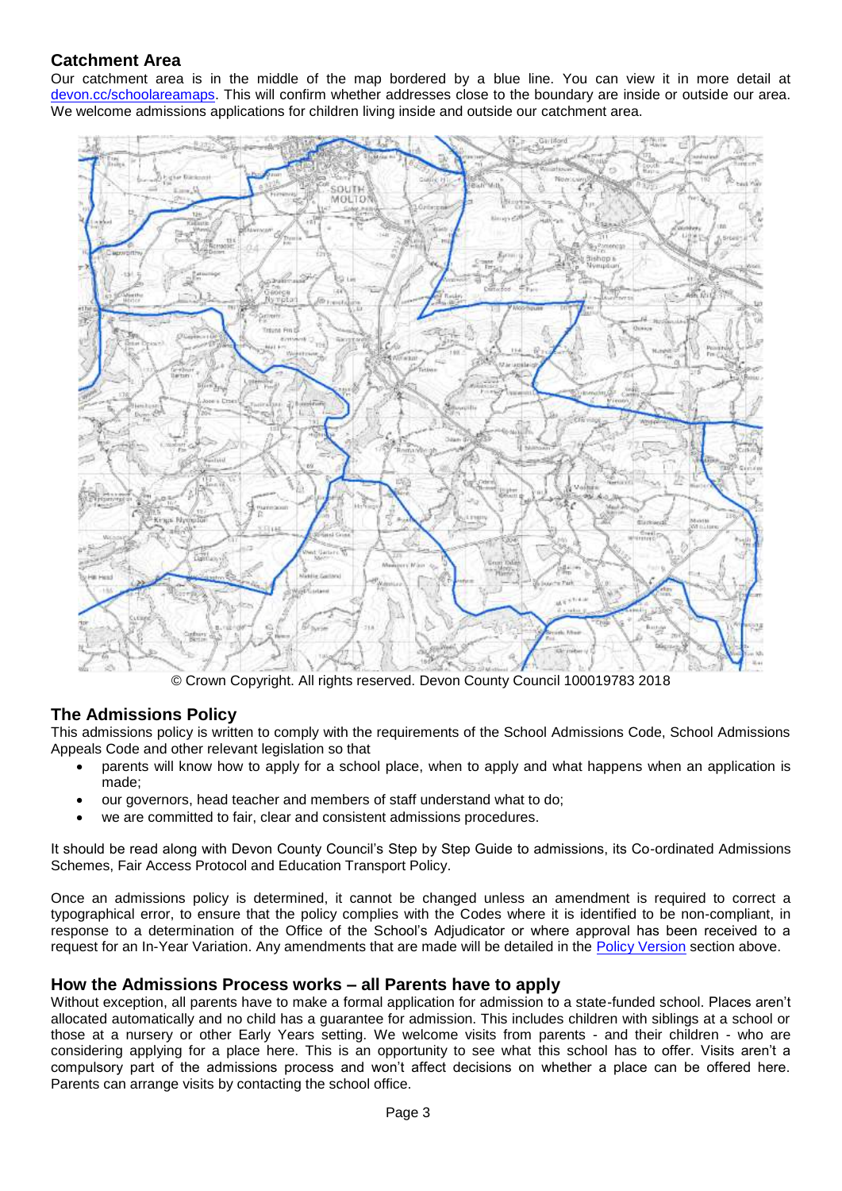## Catchment Area

Our catchment area is in the middle of the map bordered by a blue line. You can view it in more detail at [devon.cc/schoolareamaps](devon.cc/schoolareamaps). This will confirm whether addresses close to the boundary are inside or outside our area. We welcome admissions applications for children living inside and outside our catchment area.

© Crown Copyright. All rights reserved. Devon County Council 100019783 2018

## The Admissions Policy

This admissions policy is written to comply with the requirements of the School Admissions Code, School Admissions Appeals Code and other relevant legislation so that

- parents will know how to apply for a school place, when to apply and what happens when an application is made;
- our governors, head teacher and members of staff understand what to do;
- we are committed to fair, clear and consistent admissions procedures.

It should be read along with Devon County Council's Step by Step Guide to admissions, its Co-ordinated Admissions Schemes, Fair Access Protocol and Education Transport Policy.

Once an admissions policy is determined, it cannot be changed unless an amendment is required to correct a typographical error, to ensure that the policy complies with the Codes where it is identified to be non-compliant, in response to a determination of the Office of the School's Adjudicator or where approval has been received to a request for an In-Year Variation. Any amendments that are made will be detailed in the Policy Version section above.

## How the Admissions Process works – all Parents have to apply

Without exception, all parents have to make a formal application for admission to a state-funded school. Places aren't allocated automatically and no child has a guarantee for admission. This includes children with siblings at a school or those at a nursery or other Early Years setting. We welcome visits from parents - and their children - who are considering applying for a place here. This is an opportunity to see what this school has to offer. Visits aren't a compulsory part of the admissions process and won't affect decisions on whether a place can be offered here. Parents can arrange visits by contacting the school office.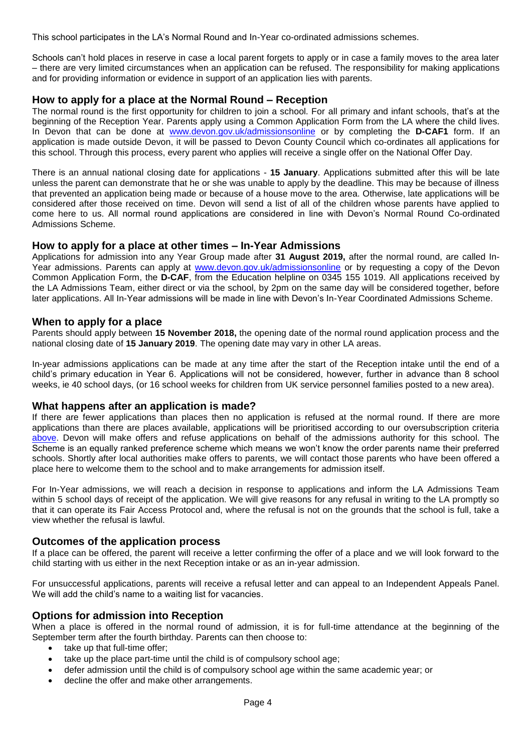This school participates in the LA's Normal Round and In-Year co-ordinated admissions schemes.

Schools can't hold places in reserve in case a local parent forgets to apply or in case a family moves to the area later – there are very limited circumstances when an application can be refused. The responsibility for making applications and for providing information or evidence in support of an application lies with parents.

## How to apply for a place at the Normal Round – Reception

The normal round is the first opportunity for children to join a school. For all primary and infant schools, that's at the beginning of the Reception Year. Parents apply using a Common Application Form from the LA where the child lives. In Devon that can be done at [www.devon.gov.uk/admissionsonline](www.devon.gov.uk/admissionsonline) or by completing the **D-CAF1** form. If an application is made outside Devon, it will be passed to Devon County Council which co-ordinates all applications for this school. Through this process, every parent who applies will receive a single offer on the National Offer Day.

There is an annual national closing date for applications - **15 January**. Applications submitted after this will be late unless the parent can demonstrate that he or she was unable to apply by the deadline. This may be because of illness that prevented an application being made or because of a house move to the area. Otherwise, late applications will be considered after those received on time. Devon will send a list of all of the children whose parents have applied to come here to us. All normal round applications are considered in line with Devon's Normal Round Co-ordinated Admissions Scheme.

## How to apply for a place at other times – In-Year Admissions

Applications for admission into any Year Group made after **31 August 2019,** after the normal round, are called In-Year admissions. Parents can apply at [www.devon.gov.uk/admissionsonline](www.devon.gov.uk/admissionsonline) or by requesting a copy of the Devon Common Application Form, the **D-CAF**, from the Education helpline on 0345 155 1019. All applications received by the LA Admissions Team, either direct or via the school, by 2pm on the same day will be considered together, before later applications. All In-Year admissions will be made in line with Devon's In-Year Coordinated Admissions Scheme.

## When to apply for a place

Parents should apply between **15 November 2018,** the opening date of the normal round application process and the national closing date of **15 January 2019**. The opening date may vary in other LA areas.

In-year admissions applications can be made at any time after the start of the Reception intake until the end of a child's primary education in Year 6. Applications will not be considered, however, further in advance than 8 school weeks, ie 40 school days, (or 16 school weeks for children from UK service personnel families posted to a new area).

## What happens after an application is made?

If there are fewer applications than places then no application is refused at the normal round. If there are more applications than there are places available, applications will be prioritised according to our oversubscription criteria above. Devon will make offers and refuse applications on behalf of the admissions authority for this school. The Scheme is an equally ranked preference scheme which means we won't know the order parents name their preferred schools. Shortly after local authorities make offers to parents, we will contact those parents who have been offered a place here to welcome them to the school and to make arrangements for admission itself.

For In-Year admissions, we will reach a decision in response to applications and inform the LA Admissions Team within 5 school days of receipt of the application. We will give reasons for any refusal in writing to the LA promptly so that it can operate its Fair Access Protocol and, where the refusal is not on the grounds that the school is full, take a view whether the refusal is lawful.

## Outcomes of the application process

If a place can be offered, the parent will receive a letter confirming the offer of a place and we will look forward to the child starting with us either in the next Reception intake or as an in-year admission.

For unsuccessful applications, parents will receive a refusal letter and can appeal to an Independent Appeals Panel. We will add the child's name to a waiting list for vacancies.

## Options for admission into Reception

When a place is offered in the normal round of admission, it is for full-time attendance at the beginning of the September term after the fourth birthday. Parents can then choose to:

- take up that full-time offer;
- take up the place part-time until the child is of compulsory school age;
- defer admission until the child is of compulsory school age within the same academic year; or
- decline the offer and make other arrangements.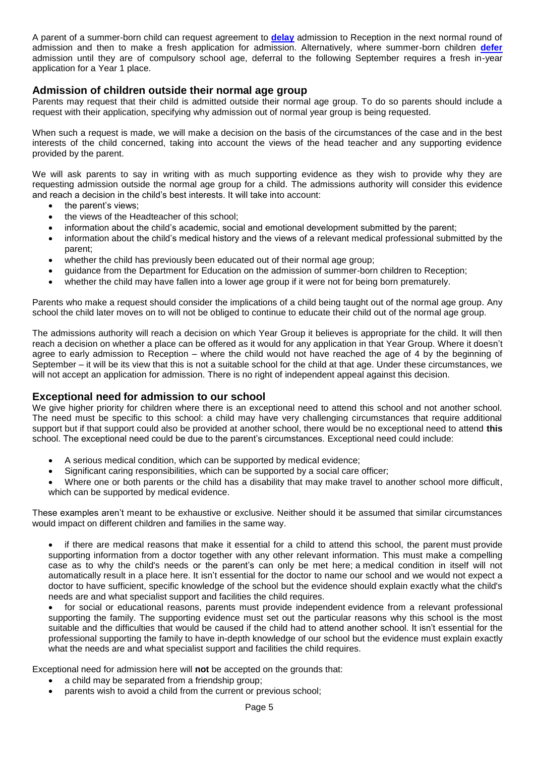A parent of a summer-born child can request agreement to **delay** admission to Reception in the next normal round of admission and then to make a fresh application for admission. Alternatively, where summer-born children **defer** admission until they are of compulsory school age, deferral to the following September requires a fresh in-year application for a Year 1 place.

## Admission of children outside their normal age group

Parents may request that their child is admitted outside their normal age group. To do so parents should include a request with their application, specifying why admission out of normal year group is being requested.

When such a request is made, we will make a decision on the basis of the circumstances of the case and in the best interests of the child concerned, taking into account the views of the head teacher and any supporting evidence provided by the parent.

We will ask parents to say in writing with as much supporting evidence as they wish to provide why they are requesting admission outside the normal age group for a child. The admissions authority will consider this evidence and reach a decision in the child's best interests. It will take into account:

- the parent's views;
- the views of the Headteacher of this school;
- information about the child's academic, social and emotional development submitted by the parent;
- information about the child's medical history and the views of a relevant medical professional submitted by the parent;
- whether the child has previously been educated out of their normal age group;
- guidance from the Department for Education on the admission of summer-born children to Reception;
- whether the child may have fallen into a lower age group if it were not for being born prematurely.

Parents who make a request should consider the implications of a child being taught out of the normal age group. Any school the child later moves on to will not be obliged to continue to educate their child out of the normal age group.

The admissions authority will reach a decision on which Year Group it believes is appropriate for the child. It will then reach a decision on whether a place can be offered as it would for any application in that Year Group. Where it doesn't agree to early admission to Reception – where the child would not have reached the age of 4 by the beginning of September – it will be its view that this is not a suitable school for the child at that age. Under these circumstances, we will not accept an application for admission. There is no right of independent appeal against this decision.

## Exceptional need for admission to our school

We give higher priority for children where there is an exceptional need to attend this school and not another school. The need must be specific to this school: a child may have very challenging circumstances that require additional support but if that support could also be provided at another school, there would be no exceptional need to attend **this** school. The exceptional need could be due to the parent's circumstances. Exceptional need could include:

- A serious medical condition, which can be supported by medical evidence;
- Significant caring responsibilities, which can be supported by a social care officer;
- Where one or both parents or the child has a disability that may make travel to another school more difficult, which can be supported by medical evidence.

These examples aren't meant to be exhaustive or exclusive. Neither should it be assumed that similar circumstances would impact on different children and families in the same way.

- if there are medical reasons that make it essential for a child to attend this school, the parent must provide supporting information from a doctor together with any other relevant information. This must make a compelling case as to why the child's needs or the parent's can only be met here; a medical condition in itself will not automatically result in a place here. It isn't essential for the doctor to name our school and we would not expect a doctor to have sufficient, specific knowledge of the school but the evidence should explain exactly what the child's needs are and what specialist support and facilities the child requires.
- for social or educational reasons, parents must provide independent evidence from a relevant professional supporting the family. The supporting evidence must set out the particular reasons why this school is the most suitable and the difficulties that would be caused if the child had to attend another school. It isn't essential for the professional supporting the family to have in-depth knowledge of our school but the evidence must explain exactly what the needs are and what specialist support and facilities the child requires.

Exceptional need for admission here will **not** be accepted on the grounds that:

- a child may be separated from a friendship group;
- parents wish to avoid a child from the current or previous school;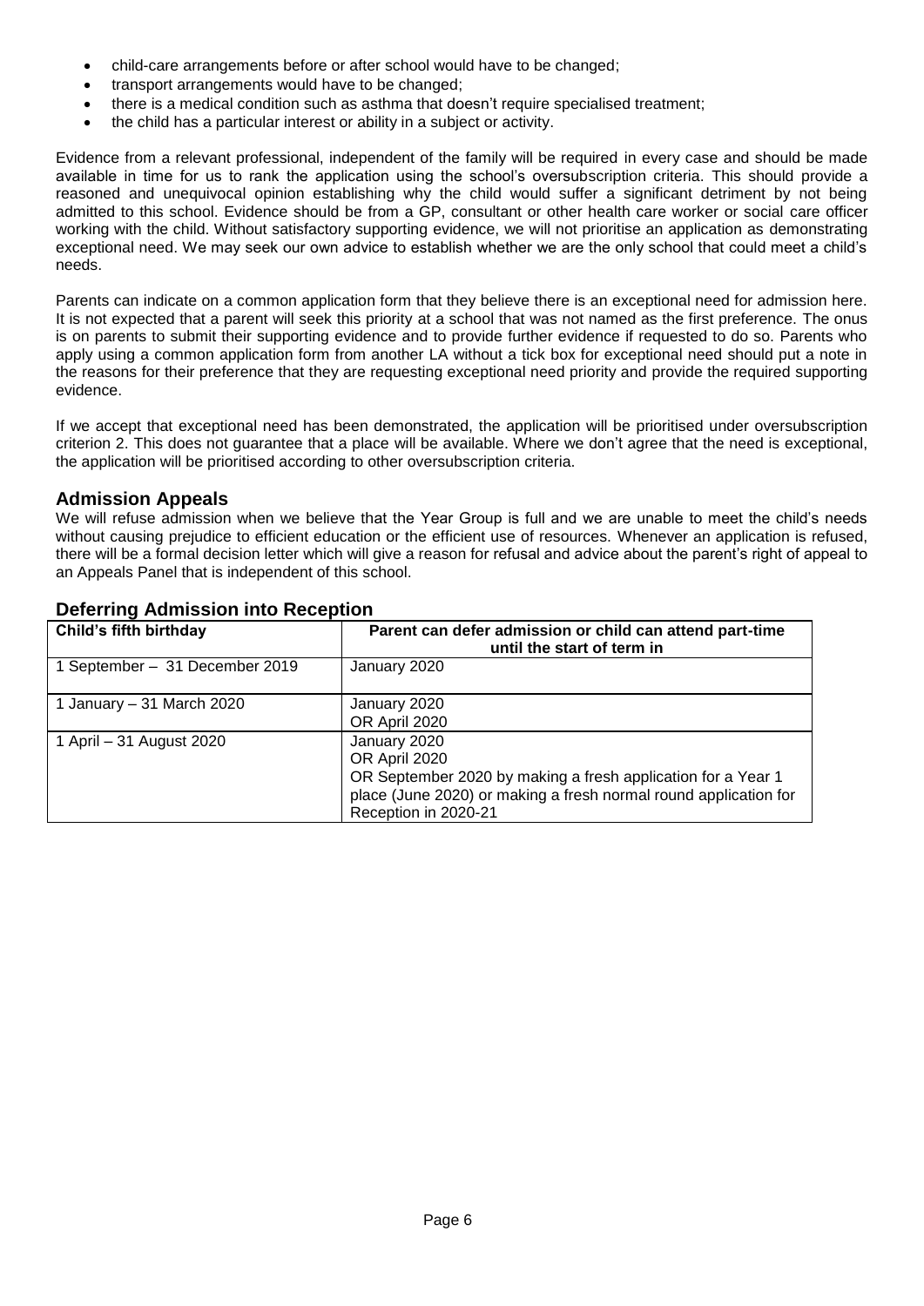- child-care arrangements before or after school would have to be changed;
- transport arrangements would have to be changed;
- there is a medical condition such as asthma that doesn't require specialised treatment;
- the child has a particular interest or ability in a subject or activity.

Evidence from a relevant professional, independent of the family will be required in every case and should be made available in time for us to rank the application using the school's oversubscription criteria. This should provide a reasoned and unequivocal opinion establishing why the child would suffer a significant detriment by not being admitted to this school. Evidence should be from a GP, consultant or other health care worker or social care officer working with the child. Without satisfactory supporting evidence, we will not prioritise an application as demonstrating exceptional need. We may seek our own advice to establish whether we are the only school that could meet a child's needs.

Parents can indicate on a common application form that they believe there is an exceptional need for admission here. It is not expected that a parent will seek this priority at a school that was not named as the first preference. The onus is on parents to submit their supporting evidence and to provide further evidence if requested to do so. Parents who apply using a common application form from another LA without a tick box for exceptional need should put a note in the reasons for their preference that they are requesting exceptional need priority and provide the required supporting evidence.

If we accept that exceptional need has been demonstrated, the application will be prioritised under oversubscription criterion 2. This does not guarantee that a place will be available. Where we don't agree that the need is exceptional, the application will be prioritised according to other oversubscription criteria.

## Admission Appeals

We will refuse admission when we believe that the Year Group is full and we are unable to meet the child's needs without causing prejudice to efficient education or the efficient use of resources. Whenever an application is refused, there will be a formal decision letter which will give a reason for refusal and advice about the parent's right of appeal to an Appeals Panel that is independent of this school.

## Deferring Admission into Reception

| Child's fifth birthday | Parent can defer admission or child can attend part-time until the start of term in |
|---|---|
| 1 September – 31 December 2019 | January 2020 |
| 1 January – 31 March 2020 | January 2020<br>OR April 2020 |
| 1 April – 31 August 2020 | January 2020<br>OR April 2020<br>OR September 2020 by making a fresh application for a Year 1 place (June 2020) or making a fresh normal round application for Reception in 2020-21 |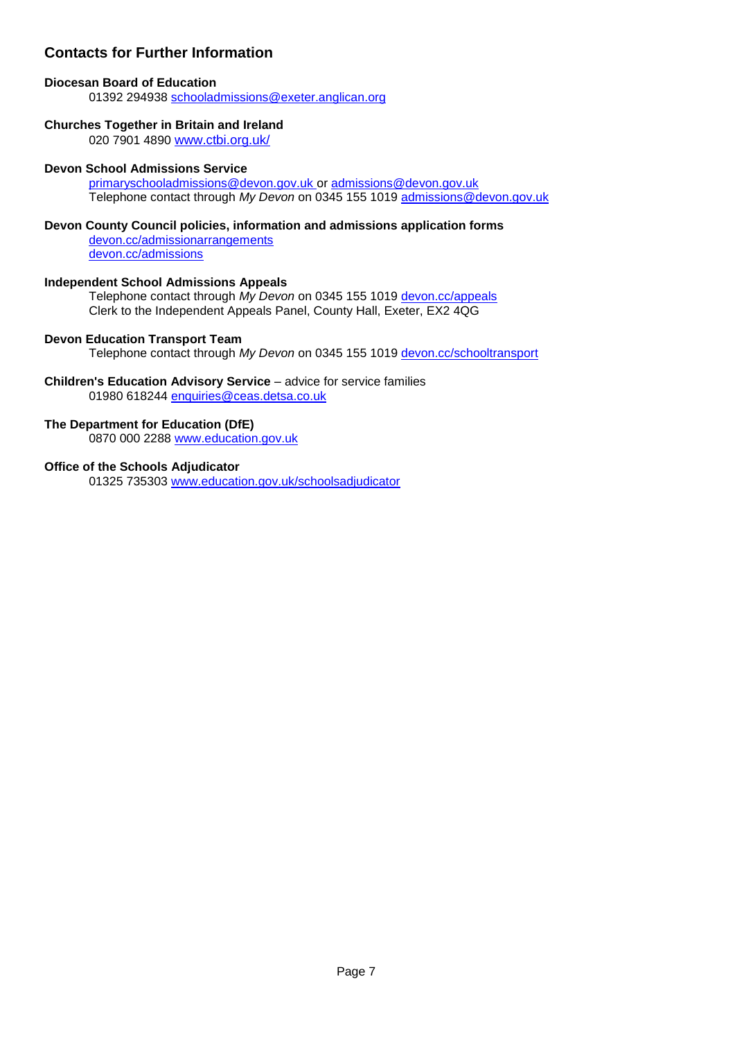## Contacts for Further Information

**Diocesan Board of Education**
01392 294938 schooladmissions@exeter.anglican.org

**Churches Together in Britain and Ireland**
020 7901 4890 www.ctbi.org.uk/

**Devon School Admissions Service**
primaryschooladmissions@devon.gov.uk or admissions@devon.gov.uk
Telephone contact through *My Devon* on 0345 155 1019 admissions@devon.gov.uk

**Devon County Council policies, information and admissions application forms**
devon.cc/admissionarrangements
devon.cc/admissions

**Independent School Admissions Appeals**
Telephone contact through *My Devon* on 0345 155 1019 devon.cc/appeals
Clerk to the Independent Appeals Panel, County Hall, Exeter, EX2 4QG

**Devon Education Transport Team**
Telephone contact through *My Devon* on 0345 155 1019 devon.cc/schooltransport

**Children's Education Advisory Service** – advice for service families
01980 618244 enquiries@ceas.detsa.co.uk

**The Department for Education (DfE)**
0870 000 2288 www.education.gov.uk

**Office of the Schools Adjudicator**
01325 735303 www.education.gov.uk/schoolsadjudicator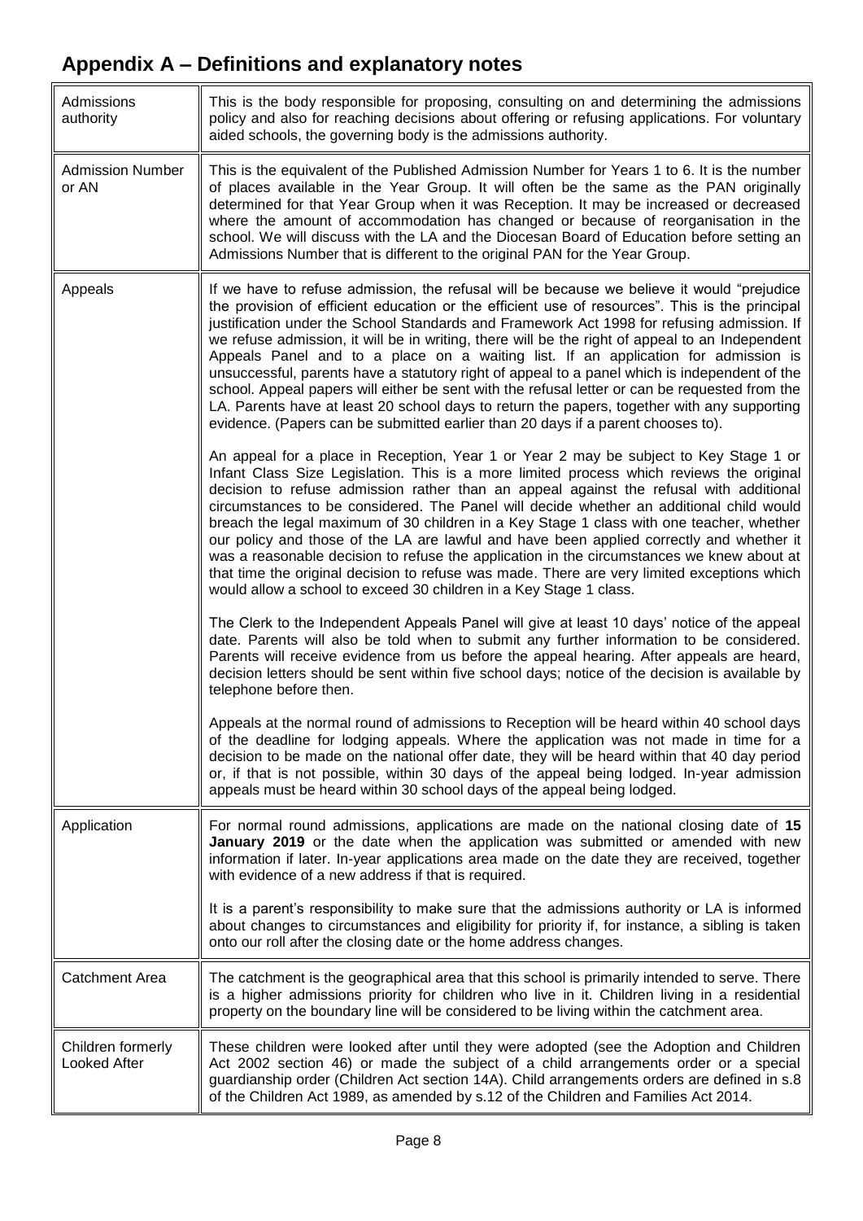# Appendix A – Definitions and explanatory notes

| | |
|---|---|
| Admissions authority | This is the body responsible for proposing, consulting on and determining the admissions policy and also for reaching decisions about offering or refusing applications. For voluntary aided schools, the governing body is the admissions authority. |
| Admission Number or AN | This is the equivalent of the Published Admission Number for Years 1 to 6. It is the number of places available in the Year Group. It will often be the same as the PAN originally determined for that Year Group when it was Reception. It may be increased or decreased where the amount of accommodation has changed or because of reorganisation in the school. We will discuss with the LA and the Diocesan Board of Education before setting an Admissions Number that is different to the original PAN for the Year Group. |
| Appeals | If we have to refuse admission, the refusal will be because we believe it would "prejudice the provision of efficient education or the efficient use of resources". This is the principal justification under the School Standards and Framework Act 1998 for refusing admission. If we refuse admission, it will be in writing, there will be the right of appeal to an Independent Appeals Panel and to a place on a waiting list. If an application for admission is unsuccessful, parents have a statutory right of appeal to a panel which is independent of the school. Appeal papers will either be sent with the refusal letter or can be requested from the LA. Parents have at least 20 school days to return the papers, together with any supporting evidence. (Papers can be submitted earlier than 20 days if a parent chooses to).<br><br>An appeal for a place in Reception, Year 1 or Year 2 may be subject to Key Stage 1 or Infant Class Size Legislation. This is a more limited process which reviews the original decision to refuse admission rather than an appeal against the refusal with additional circumstances to be considered. The Panel will decide whether an additional child would breach the legal maximum of 30 children in a Key Stage 1 class with one teacher, whether our policy and those of the LA are lawful and have been applied correctly and whether it was a reasonable decision to refuse the application in the circumstances we knew about at that time the original decision to refuse was made. There are very limited exceptions which would allow a school to exceed 30 children in a Key Stage 1 class.<br><br>The Clerk to the Independent Appeals Panel will give at least 10 days' notice of the appeal date. Parents will also be told when to submit any further information to be considered. Parents will receive evidence from us before the appeal hearing. After appeals are heard, decision letters should be sent within five school days; notice of the decision is available by telephone before then.<br><br>Appeals at the normal round of admissions to Reception will be heard within 40 school days of the deadline for lodging appeals. Where the application was not made in time for a decision to be made on the national offer date, they will be heard within that 40 day period or, if that is not possible, within 30 days of the appeal being lodged. In-year admission appeals must be heard within 30 school days of the appeal being lodged. |
| Application | For normal round admissions, applications are made on the national closing date of **15 January 2019** or the date when the application was submitted or amended with new information if later. In-year applications area made on the date they are received, together with evidence of a new address if that is required.<br><br>It is a parent's responsibility to make sure that the admissions authority or LA is informed about changes to circumstances and eligibility for priority if, for instance, a sibling is taken onto our roll after the closing date or the home address changes. |
| Catchment Area | The catchment is the geographical area that this school is primarily intended to serve. There is a higher admissions priority for children who live in it. Children living in a residential property on the boundary line will be considered to be living within the catchment area. |
| Children formerly Looked After | These children were looked after until they were adopted (see the Adoption and Children Act 2002 section 46) or made the subject of a child arrangements order or a special guardianship order (Children Act section 14A). Child arrangements orders are defined in s.8 of the Children Act 1989, as amended by s.12 of the Children and Families Act 2014. |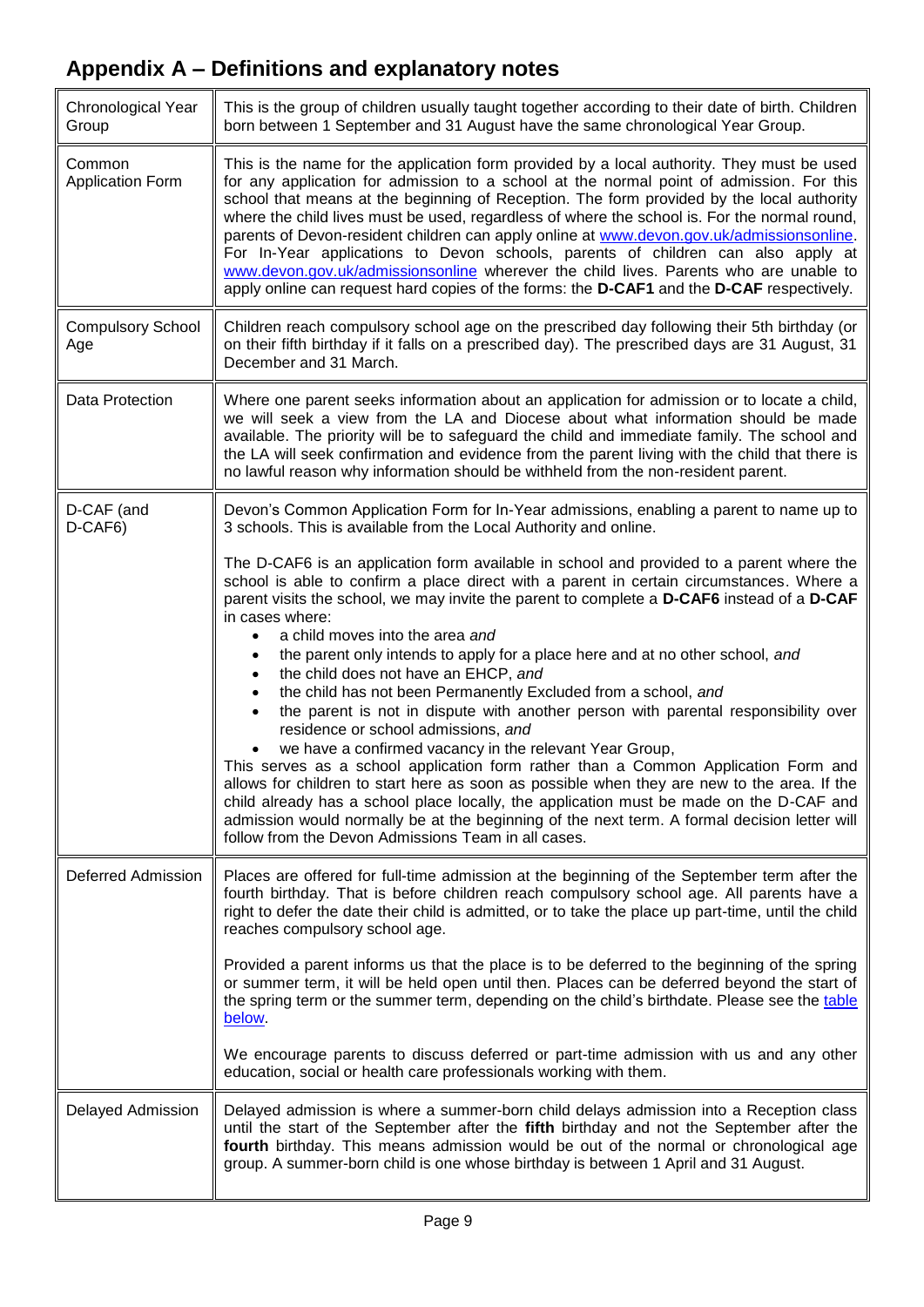## Appendix A – Definitions and explanatory notes

| | |
|---|---|
| Chronological Year Group | This is the group of children usually taught together according to their date of birth. Children born between 1 September and 31 August have the same chronological Year Group. |
| Common Application Form | This is the name for the application form provided by a local authority. They must be used for any application for admission to a school at the normal point of admission. For this school that means at the beginning of Reception. The form provided by the local authority where the child lives must be used, regardless of where the school is. For the normal round, parents of Devon-resident children can apply online at [www.devon.gov.uk/admissionsonline](www.devon.gov.uk/admissionsonline). For In-Year applications to Devon schools, parents of children can also apply at [www.devon.gov.uk/admissionsonline](www.devon.gov.uk/admissionsonline) wherever the child lives. Parents who are unable to apply online can request hard copies of the forms: the **D-CAF1** and the **D-CAF** respectively. |
| Compulsory School Age | Children reach compulsory school age on the prescribed day following their 5th birthday (or on their fifth birthday if it falls on a prescribed day). The prescribed days are 31 August, 31 December and 31 March. |
| Data Protection | Where one parent seeks information about an application for admission or to locate a child, we will seek a view from the LA and Diocese about what information should be made available. The priority will be to safeguard the child and immediate family. The school and the LA will seek confirmation and evidence from the parent living with the child that there is no lawful reason why information should be withheld from the non-resident parent. |
| D-CAF (and D-CAF6) | Devon's Common Application Form for In-Year admissions, enabling a parent to name up to 3 schools. This is available from the Local Authority and online.<br><br>The D-CAF6 is an application form available in school and provided to a parent where the school is able to confirm a place direct with a parent in certain circumstances. Where a parent visits the school, we may invite the parent to complete a **D-CAF6** instead of a **D-CAF** in cases where:<br>• a child moves into the area *and*<br>• the parent only intends to apply for a place here and at no other school, *and*<br>• the child does not have an EHCP, *and*<br>• the child has not been Permanently Excluded from a school, *and*<br>• the parent is not in dispute with another person with parental responsibility over residence or school admissions, *and*<br>• we have a confirmed vacancy in the relevant Year Group,<br>This serves as a school application form rather than a Common Application Form and allows for children to start here as soon as possible when they are new to the area. If the child already has a school place locally, the application must be made on the D-CAF and admission would normally be at the beginning of the next term. A formal decision letter will follow from the Devon Admissions Team in all cases. |
| Deferred Admission | Places are offered for full-time admission at the beginning of the September term after the fourth birthday. That is before children reach compulsory school age. All parents have a right to defer the date their child is admitted, or to take the place up part-time, until the child reaches compulsory school age.<br><br>Provided a parent informs us that the place is to be deferred to the beginning of the spring or summer term, it will be held open until then. Places can be deferred beyond the start of the spring term or the summer term, depending on the child's birthdate. Please see the [table below](table below).<br><br>We encourage parents to discuss deferred or part-time admission with us and any other education, social or health care professionals working with them. |
| Delayed Admission | Delayed admission is where a summer-born child delays admission into a Reception class until the start of the September after the **fifth** birthday and not the September after the **fourth** birthday. This means admission would be out of the normal or chronological age group. A summer-born child is one whose birthday is between 1 April and 31 August. |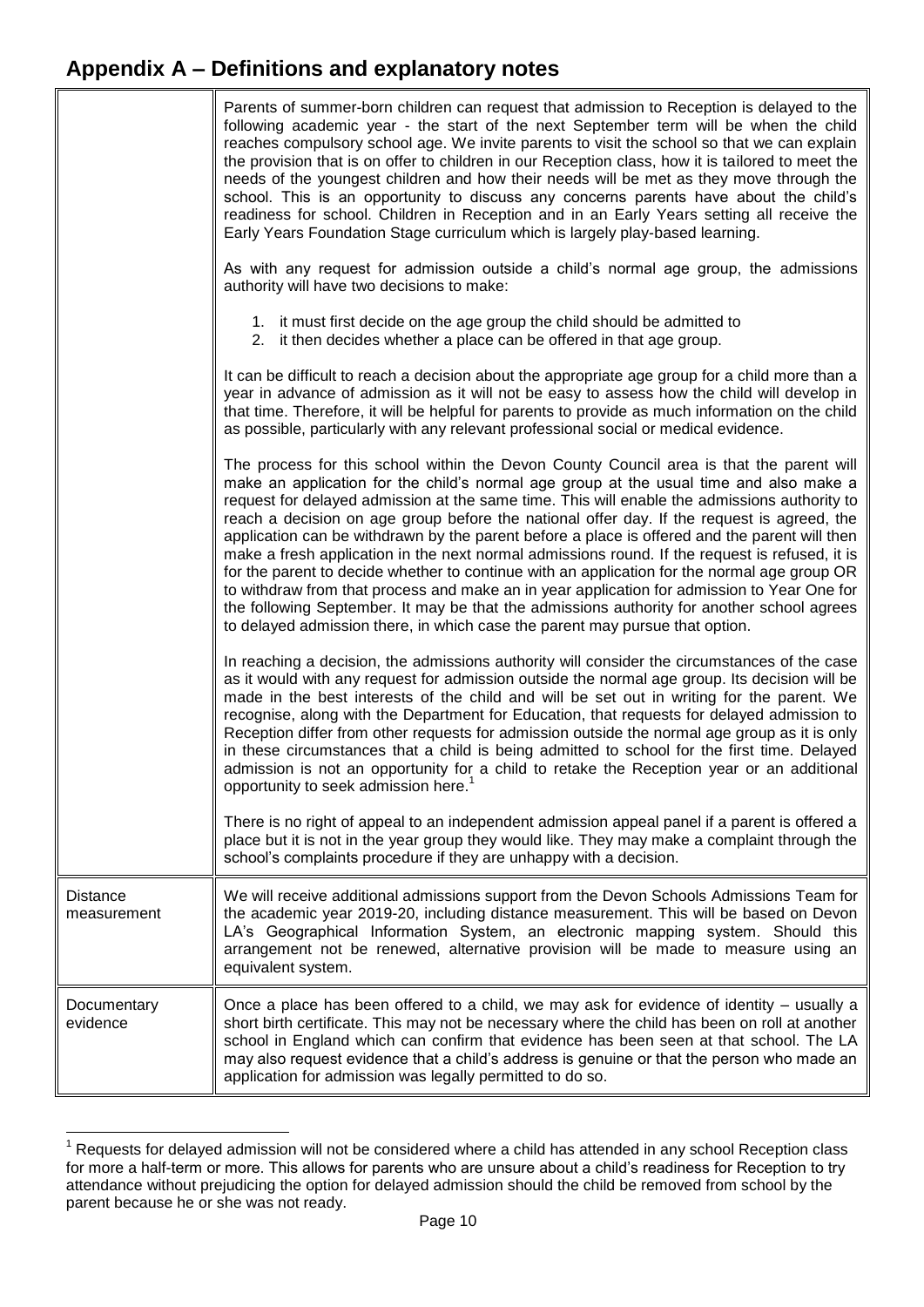# Appendix A – Definitions and explanatory notes

| | |
|---|---|
| | Parents of summer-born children can request that admission to Reception is delayed to the following academic year - the start of the next September term will be when the child reaches compulsory school age. We invite parents to visit the school so that we can explain the provision that is on offer to children in our Reception class, how it is tailored to meet the needs of the youngest children and how their needs will be met as they move through the school. This is an opportunity to discuss any concerns parents have about the child's readiness for school. Children in Reception and in an Early Years setting all receive the Early Years Foundation Stage curriculum which is largely play-based learning.<br><br>As with any request for admission outside a child's normal age group, the admissions authority will have two decisions to make:<br><br>1. it must first decide on the age group the child should be admitted to<br>2. it then decides whether a place can be offered in that age group.<br><br>It can be difficult to reach a decision about the appropriate age group for a child more than a year in advance of admission as it will not be easy to assess how the child will develop in that time. Therefore, it will be helpful for parents to provide as much information on the child as possible, particularly with any relevant professional social or medical evidence.<br><br>The process for this school within the Devon County Council area is that the parent will make an application for the child's normal age group at the usual time and also make a request for delayed admission at the same time. This will enable the admissions authority to reach a decision on age group before the national offer day. If the request is agreed, the application can be withdrawn by the parent before a place is offered and the parent will then make a fresh application in the next normal admissions round. If the request is refused, it is for the parent to decide whether to continue with an application for the normal age group OR to withdraw from that process and make an in year application for admission to Year One for the following September. It may be that the admissions authority for another school agrees to delayed admission there, in which case the parent may pursue that option.<br><br>In reaching a decision, the admissions authority will consider the circumstances of the case as it would with any request for admission outside the normal age group. Its decision will be made in the best interests of the child and will be set out in writing for the parent. We recognise, along with the Department for Education, that requests for delayed admission to Reception differ from other requests for admission outside the normal age group as it is only in these circumstances that a child is being admitted to school for the first time. Delayed admission is not an opportunity for a child to retake the Reception year or an additional opportunity to seek admission here.[1]<br><br>There is no right of appeal to an independent admission appeal panel if a parent is offered a place but it is not in the year group they would like. They may make a complaint through the school's complaints procedure if they are unhappy with a decision. |
| Distance measurement | We will receive additional admissions support from the Devon Schools Admissions Team for the academic year 2019-20, including distance measurement. This will be based on Devon LA's Geographical Information System, an electronic mapping system. Should this arrangement not be renewed, alternative provision will be made to measure using an equivalent system. |
| Documentary evidence | Once a place has been offered to a child, we may ask for evidence of identity – usually a short birth certificate. This may not be necessary where the child has been on roll at another school in England which can confirm that evidence has been seen at that school. The LA may also request evidence that a child's address is genuine or that the person who made an application for admission was legally permitted to do so. |

[1] Requests for delayed admission will not be considered where a child has attended in any school Reception class for more a half-term or more. This allows for parents who are unsure about a child's readiness for Reception to try attendance without prejudicing the option for delayed admission should the child be removed from school by the parent because he or she was not ready.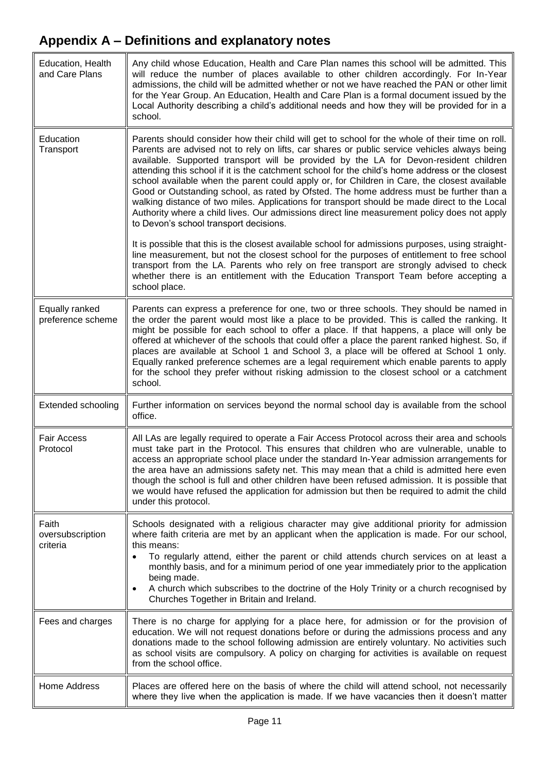## Appendix A – Definitions and explanatory notes

| | |
|---|---|
| Education, Health and Care Plans | Any child whose Education, Health and Care Plan names this school will be admitted. This will reduce the number of places available to other children accordingly. For In-Year admissions, the child will be admitted whether or not we have reached the PAN or other limit for the Year Group. An Education, Health and Care Plan is a formal document issued by the Local Authority describing a child's additional needs and how they will be provided for in a school. |
| Education Transport | Parents should consider how their child will get to school for the whole of their time on roll. Parents are advised not to rely on lifts, car shares or public service vehicles always being available. Supported transport will be provided by the LA for Devon-resident children attending this school if it is the catchment school for the child's home address or the closest school available when the parent could apply or, for Children in Care, the closest available Good or Outstanding school, as rated by Ofsted. The home address must be further than a walking distance of two miles. Applications for transport should be made direct to the Local Authority where a child lives. Our admissions direct line measurement policy does not apply to Devon's school transport decisions.<br><br>It is possible that this is the closest available school for admissions purposes, using straight-line measurement, but not the closest school for the purposes of entitlement to free school transport from the LA. Parents who rely on free transport are strongly advised to check whether there is an entitlement with the Education Transport Team before accepting a school place. |
| Equally ranked preference scheme | Parents can express a preference for one, two or three schools. They should be named in the order the parent would most like a place to be provided. This is called the ranking. It might be possible for each school to offer a place. If that happens, a place will only be offered at whichever of the schools that could offer a place the parent ranked highest. So, if places are available at School 1 and School 3, a place will be offered at School 1 only. Equally ranked preference schemes are a legal requirement which enable parents to apply for the school they prefer without risking admission to the closest school or a catchment school. |
| Extended schooling | Further information on services beyond the normal school day is available from the school office. |
| Fair Access Protocol | All LAs are legally required to operate a Fair Access Protocol across their area and schools must take part in the Protocol. This ensures that children who are vulnerable, unable to access an appropriate school place under the standard In-Year admission arrangements for the area have an admissions safety net. This may mean that a child is admitted here even though the school is full and other children have been refused admission. It is possible that we would have refused the application for admission but then be required to admit the child under this protocol. |
| Faith oversubscription criteria | Schools designated with a religious character may give additional priority for admission where faith criteria are met by an applicant when the application is made. For our school, this means:<br>• To regularly attend, either the parent or child attends church services on at least a monthly basis, and for a minimum period of one year immediately prior to the application being made.<br>• A church which subscribes to the doctrine of the Holy Trinity or a church recognised by Churches Together in Britain and Ireland. |
| Fees and charges | There is no charge for applying for a place here, for admission or for the provision of education. We will not request donations before or during the admissions process and any donations made to the school following admission are entirely voluntary. No activities such as school visits are compulsory. A policy on charging for activities is available on request from the school office. |
| Home Address | Places are offered here on the basis of where the child will attend school, not necessarily where they live when the application is made. If we have vacancies then it doesn't matter |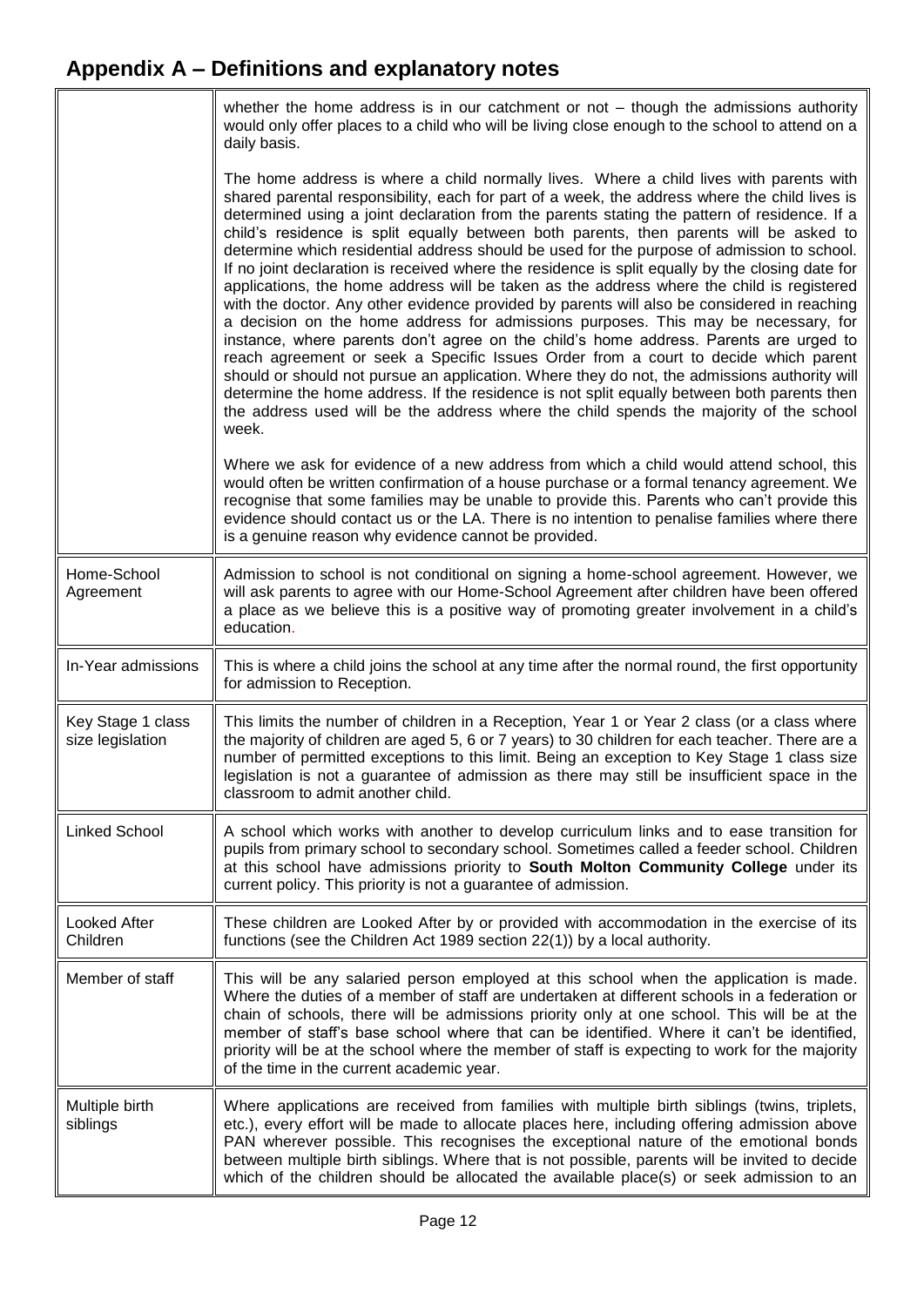## Appendix A – Definitions and explanatory notes

| | |
|---|---|
| | whether the home address is in our catchment or not – though the admissions authority would only offer places to a child who will be living close enough to the school to attend on a daily basis.<br><br>The home address is where a child normally lives. Where a child lives with parents with shared parental responsibility, each for part of a week, the address where the child lives is determined using a joint declaration from the parents stating the pattern of residence. If a child's residence is split equally between both parents, then parents will be asked to determine which residential address should be used for the purpose of admission to school. If no joint declaration is received where the residence is split equally by the closing date for applications, the home address will be taken as the address where the child is registered with the doctor. Any other evidence provided by parents will also be considered in reaching a decision on the home address for admissions purposes. This may be necessary, for instance, where parents don't agree on the child's home address. Parents are urged to reach agreement or seek a Specific Issues Order from a court to decide which parent should or should not pursue an application. Where they do not, the admissions authority will determine the home address. If the residence is not split equally between both parents then the address used will be the address where the child spends the majority of the school week.<br><br>Where we ask for evidence of a new address from which a child would attend school, this would often be written confirmation of a house purchase or a formal tenancy agreement. We recognise that some families may be unable to provide this. Parents who can't provide this evidence should contact us or the LA. There is no intention to penalise families where there is a genuine reason why evidence cannot be provided. |
| Home-School Agreement | Admission to school is not conditional on signing a home-school agreement. However, we will ask parents to agree with our Home-School Agreement after children have been offered a place as we believe this is a positive way of promoting greater involvement in a child's education. |
| In-Year admissions | This is where a child joins the school at any time after the normal round, the first opportunity for admission to Reception. |
| Key Stage 1 class size legislation | This limits the number of children in a Reception, Year 1 or Year 2 class (or a class where the majority of children are aged 5, 6 or 7 years) to 30 children for each teacher. There are a number of permitted exceptions to this limit. Being an exception to Key Stage 1 class size legislation is not a guarantee of admission as there may still be insufficient space in the classroom to admit another child. |
| Linked School | A school which works with another to develop curriculum links and to ease transition for pupils from primary school to secondary school. Sometimes called a feeder school. Children at this school have admissions priority to **South Molton Community College** under its current policy. This priority is not a guarantee of admission. |
| Looked After Children | These children are Looked After by or provided with accommodation in the exercise of its functions (see the Children Act 1989 section 22(1)) by a local authority. |
| Member of staff | This will be any salaried person employed at this school when the application is made. Where the duties of a member of staff are undertaken at different schools in a federation or chain of schools, there will be admissions priority only at one school. This will be at the member of staff's base school where that can be identified. Where it can't be identified, priority will be at the school where the member of staff is expecting to work for the majority of the time in the current academic year. |
| Multiple birth siblings | Where applications are received from families with multiple birth siblings (twins, triplets, etc.), every effort will be made to allocate places here, including offering admission above PAN wherever possible. This recognises the exceptional nature of the emotional bonds between multiple birth siblings. Where that is not possible, parents will be invited to decide which of the children should be allocated the available place(s) or seek admission to an |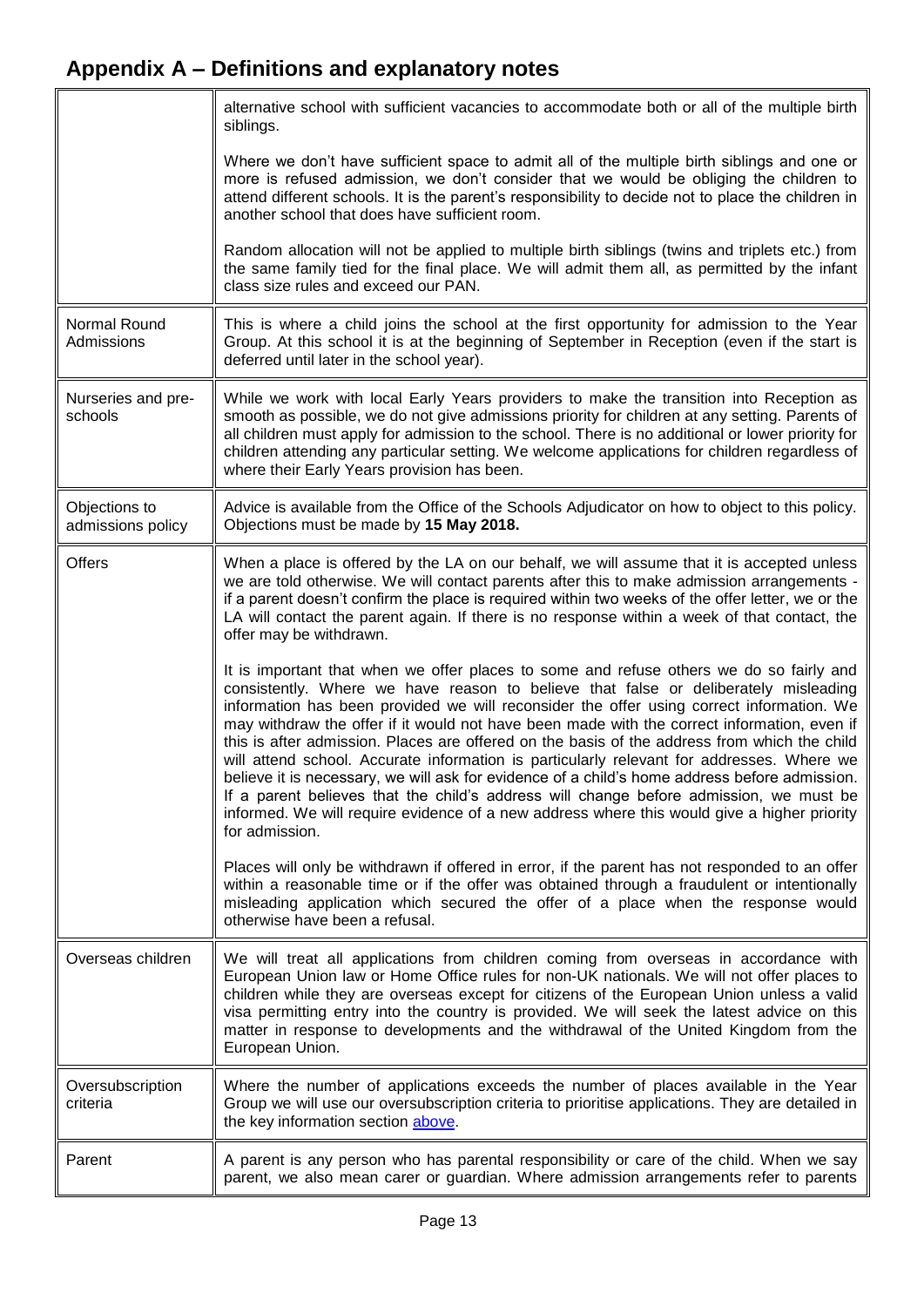## Appendix A – Definitions and explanatory notes

| | |
|---|---|
| | alternative school with sufficient vacancies to accommodate both or all of the multiple birth siblings.<br><br>Where we don't have sufficient space to admit all of the multiple birth siblings and one or more is refused admission, we don't consider that we would be obliging the children to attend different schools. It is the parent's responsibility to decide not to place the children in another school that does have sufficient room.<br><br>Random allocation will not be applied to multiple birth siblings (twins and triplets etc.) from the same family tied for the final place. We will admit them all, as permitted by the infant class size rules and exceed our PAN. |
| Normal Round Admissions | This is where a child joins the school at the first opportunity for admission to the Year Group. At this school it is at the beginning of September in Reception (even if the start is deferred until later in the school year). |
| Nurseries and pre-schools | While we work with local Early Years providers to make the transition into Reception as smooth as possible, we do not give admissions priority for children at any setting. Parents of all children must apply for admission to the school. There is no additional or lower priority for children attending any particular setting. We welcome applications for children regardless of where their Early Years provision has been. |
| Objections to admissions policy | Advice is available from the Office of the Schools Adjudicator on how to object to this policy. Objections must be made by **15 May 2018.** |
| Offers | When a place is offered by the LA on our behalf, we will assume that it is accepted unless we are told otherwise. We will contact parents after this to make admission arrangements - if a parent doesn't confirm the place is required within two weeks of the offer letter, we or the LA will contact the parent again. If there is no response within a week of that contact, the offer may be withdrawn.<br><br>It is important that when we offer places to some and refuse others we do so fairly and consistently. Where we have reason to believe that false or deliberately misleading information has been provided we will reconsider the offer using correct information. We may withdraw the offer if it would not have been made with the correct information, even if this is after admission. Places are offered on the basis of the address from which the child will attend school. Accurate information is particularly relevant for addresses. Where we believe it is necessary, we will ask for evidence of a child's home address before admission. If a parent believes that the child's address will change before admission, we must be informed. We will require evidence of a new address where this would give a higher priority for admission.<br><br>Places will only be withdrawn if offered in error, if the parent has not responded to an offer within a reasonable time or if the offer was obtained through a fraudulent or intentionally misleading application which secured the offer of a place when the response would otherwise have been a refusal. |
| Overseas children | We will treat all applications from children coming from overseas in accordance with European Union law or Home Office rules for non-UK nationals. We will not offer places to children while they are overseas except for citizens of the European Union unless a valid visa permitting entry into the country is provided. We will seek the latest advice on this matter in response to developments and the withdrawal of the United Kingdom from the European Union. |
| Oversubscription criteria | Where the number of applications exceeds the number of places available in the Year Group we will use our oversubscription criteria to prioritise applications. They are detailed in the key information section above. |
| Parent | A parent is any person who has parental responsibility or care of the child. When we say parent, we also mean carer or guardian. Where admission arrangements refer to parents |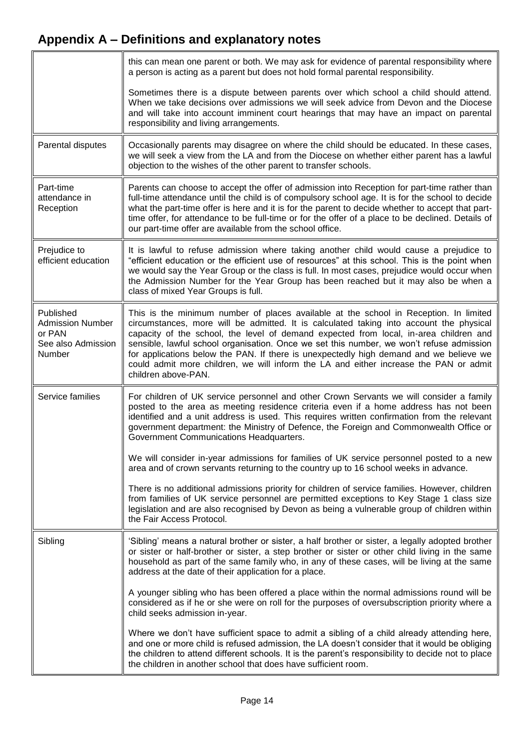## Appendix A – Definitions and explanatory notes

| | |
|---|---|
| | this can mean one parent or both. We may ask for evidence of parental responsibility where a person is acting as a parent but does not hold formal parental responsibility.<br><br>Sometimes there is a dispute between parents over which school a child should attend. When we take decisions over admissions we will seek advice from Devon and the Diocese and will take into account imminent court hearings that may have an impact on parental responsibility and living arrangements. |
| Parental disputes | Occasionally parents may disagree on where the child should be educated. In these cases, we will seek a view from the LA and from the Diocese on whether either parent has a lawful objection to the wishes of the other parent to transfer schools. |
| Part-time attendance in Reception | Parents can choose to accept the offer of admission into Reception for part-time rather than full-time attendance until the child is of compulsory school age. It is for the school to decide what the part-time offer is here and it is for the parent to decide whether to accept that part-time offer, for attendance to be full-time or for the offer of a place to be declined. Details of our part-time offer are available from the school office. |
| Prejudice to efficient education | It is lawful to refuse admission where taking another child would cause a prejudice to "efficient education or the efficient use of resources" at this school. This is the point when we would say the Year Group or the class is full. In most cases, prejudice would occur when the Admission Number for the Year Group has been reached but it may also be when a class of mixed Year Groups is full. |
| Published Admission Number or PAN See also Admission Number | This is the minimum number of places available at the school in Reception. In limited circumstances, more will be admitted. It is calculated taking into account the physical capacity of the school, the level of demand expected from local, in-area children and sensible, lawful school organisation. Once we set this number, we won't refuse admission for applications below the PAN. If there is unexpectedly high demand and we believe we could admit more children, we will inform the LA and either increase the PAN or admit children above-PAN. |
| Service families | For children of UK service personnel and other Crown Servants we will consider a family posted to the area as meeting residence criteria even if a home address has not been identified and a unit address is used. This requires written confirmation from the relevant government department: the Ministry of Defence, the Foreign and Commonwealth Office or Government Communications Headquarters.<br><br>We will consider in-year admissions for families of UK service personnel posted to a new area and of crown servants returning to the country up to 16 school weeks in advance.<br><br>There is no additional admissions priority for children of service families. However, children from families of UK service personnel are permitted exceptions to Key Stage 1 class size legislation and are also recognised by Devon as being a vulnerable group of children within the Fair Access Protocol. |
| Sibling | 'Sibling' means a natural brother or sister, a half brother or sister, a legally adopted brother or sister or half-brother or sister, a step brother or sister or other child living in the same household as part of the same family who, in any of these cases, will be living at the same address at the date of their application for a place.<br><br>A younger sibling who has been offered a place within the normal admissions round will be considered as if he or she were on roll for the purposes of oversubscription priority where a child seeks admission in-year.<br><br>Where we don't have sufficient space to admit a sibling of a child already attending here, and one or more child is refused admission, the LA doesn't consider that it would be obliging the children to attend different schools. It is the parent's responsibility to decide not to place the children in another school that does have sufficient room. |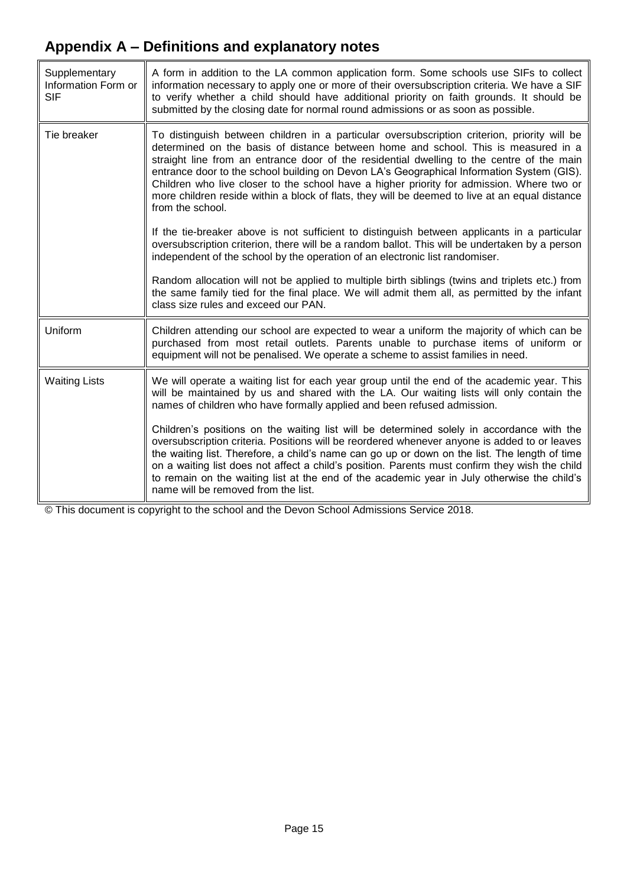## Appendix A – Definitions and explanatory notes

| | |
|---|---|
| Supplementary Information Form or SIF | A form in addition to the LA common application form. Some schools use SIFs to collect information necessary to apply one or more of their oversubscription criteria. We have a SIF to verify whether a child should have additional priority on faith grounds. It should be submitted by the closing date for normal round admissions or as soon as possible. |
| Tie breaker | To distinguish between children in a particular oversubscription criterion, priority will be determined on the basis of distance between home and school. This is measured in a straight line from an entrance door of the residential dwelling to the centre of the main entrance door to the school building on Devon LA's Geographical Information System (GIS). Children who live closer to the school have a higher priority for admission. Where two or more children reside within a block of flats, they will be deemed to live at an equal distance from the school.<br><br>If the tie-breaker above is not sufficient to distinguish between applicants in a particular oversubscription criterion, there will be a random ballot. This will be undertaken by a person independent of the school by the operation of an electronic list randomiser.<br><br>Random allocation will not be applied to multiple birth siblings (twins and triplets etc.) from the same family tied for the final place. We will admit them all, as permitted by the infant class size rules and exceed our PAN. |
| Uniform | Children attending our school are expected to wear a uniform the majority of which can be purchased from most retail outlets. Parents unable to purchase items of uniform or equipment will not be penalised. We operate a scheme to assist families in need. |
| Waiting Lists | We will operate a waiting list for each year group until the end of the academic year. This will be maintained by us and shared with the LA. Our waiting lists will only contain the names of children who have formally applied and been refused admission.<br><br>Children's positions on the waiting list will be determined solely in accordance with the oversubscription criteria. Positions will be reordered whenever anyone is added to or leaves the waiting list. Therefore, a child's name can go up or down on the list. The length of time on a waiting list does not affect a child's position. Parents must confirm they wish the child to remain on the waiting list at the end of the academic year in July otherwise the child's name will be removed from the list. |

© This document is copyright to the school and the Devon School Admissions Service 2018.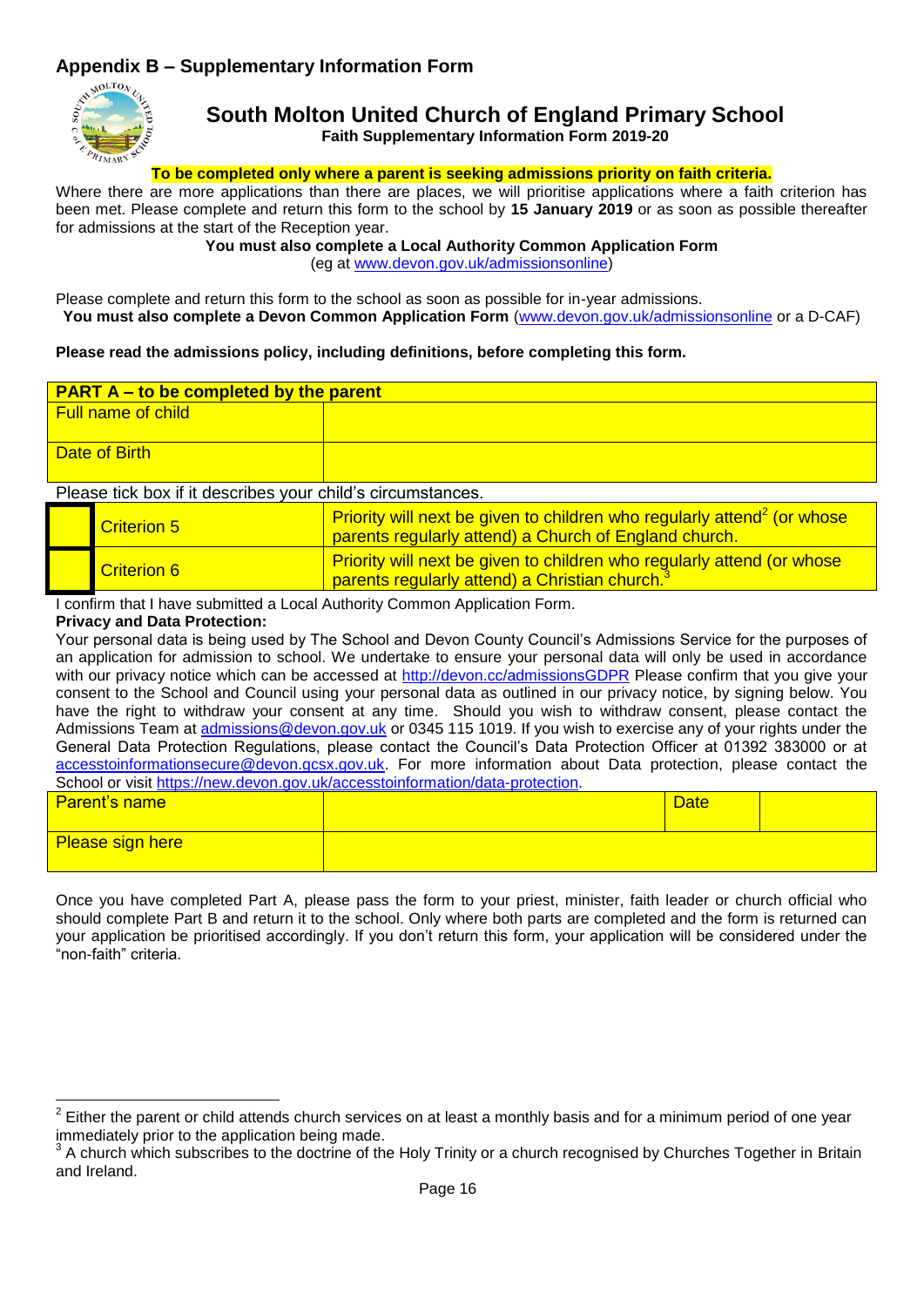## Appendix B – Supplementary Information Form

# South Molton United Church of England Primary School

**Faith Supplementary Information Form 2019-20**

**To be completed only where a parent is seeking admissions priority on faith criteria.**

Where there are more applications than there are places, we will prioritise applications where a faith criterion has been met. Please complete and return this form to the school by **15 January 2019** or as soon as possible thereafter for admissions at the start of the Reception year.

**You must also complete a Local Authority Common Application Form**
(eg at www.devon.gov.uk/admissionsonline)

Please complete and return this form to the school as soon as possible for in-year admissions.
**You must also complete a Devon Common Application Form** (www.devon.gov.uk/admissionsonline or a D-CAF)

**Please read the admissions policy, including definitions, before completing this form.**

| **PART A – to be completed by the parent** | |
|---|---|
| Full name of child | |
| Date of Birth | |

Please tick box if it describes your child's circumstances.

| | | |
|---|---|---|
| ☐ | Criterion 5 | Priority will next be given to children who regularly attend[2] (or whose parents regularly attend) a Church of England church. |
| ☐ | Criterion 6 | Priority will next be given to children who regularly attend (or whose parents regularly attend) a Christian church.[3] |

I confirm that I have submitted a Local Authority Common Application Form.

**Privacy and Data Protection:**

Your personal data is being used by The School and Devon County Council's Admissions Service for the purposes of an application for admission to school. We undertake to ensure your personal data will only be used in accordance with our privacy notice which can be accessed at http://devon.cc/admissionsGDPR Please confirm that you give your consent to the School and Council using your personal data as outlined in our privacy notice, by signing below. You have the right to withdraw your consent at any time. Should you wish to withdraw consent, please contact the Admissions Team at admissions@devon.gov.uk or 0345 115 1019. If you wish to exercise any of your rights under the General Data Protection Regulations, please contact the Council's Data Protection Officer at 01392 383000 or at accesstoinformationsecure@devon.gcsx.gov.uk. For more information about Data protection, please contact the School or visit https://new.devon.gov.uk/accesstoinformation/data-protection.

| Parent's name | | Date | |
|---|---|---|---|
| Please sign here | | | |

Once you have completed Part A, please pass the form to your priest, minister, faith leader or church official who should complete Part B and return it to the school. Only where both parts are completed and the form is returned can your application be prioritised accordingly. If you don't return this form, your application will be considered under the "non-faith" criteria.

---

[2] Either the parent or child attends church services on at least a monthly basis and for a minimum period of one year immediately prior to the application being made.

[3] A church which subscribes to the doctrine of the Holy Trinity or a church recognised by Churches Together in Britain and Ireland.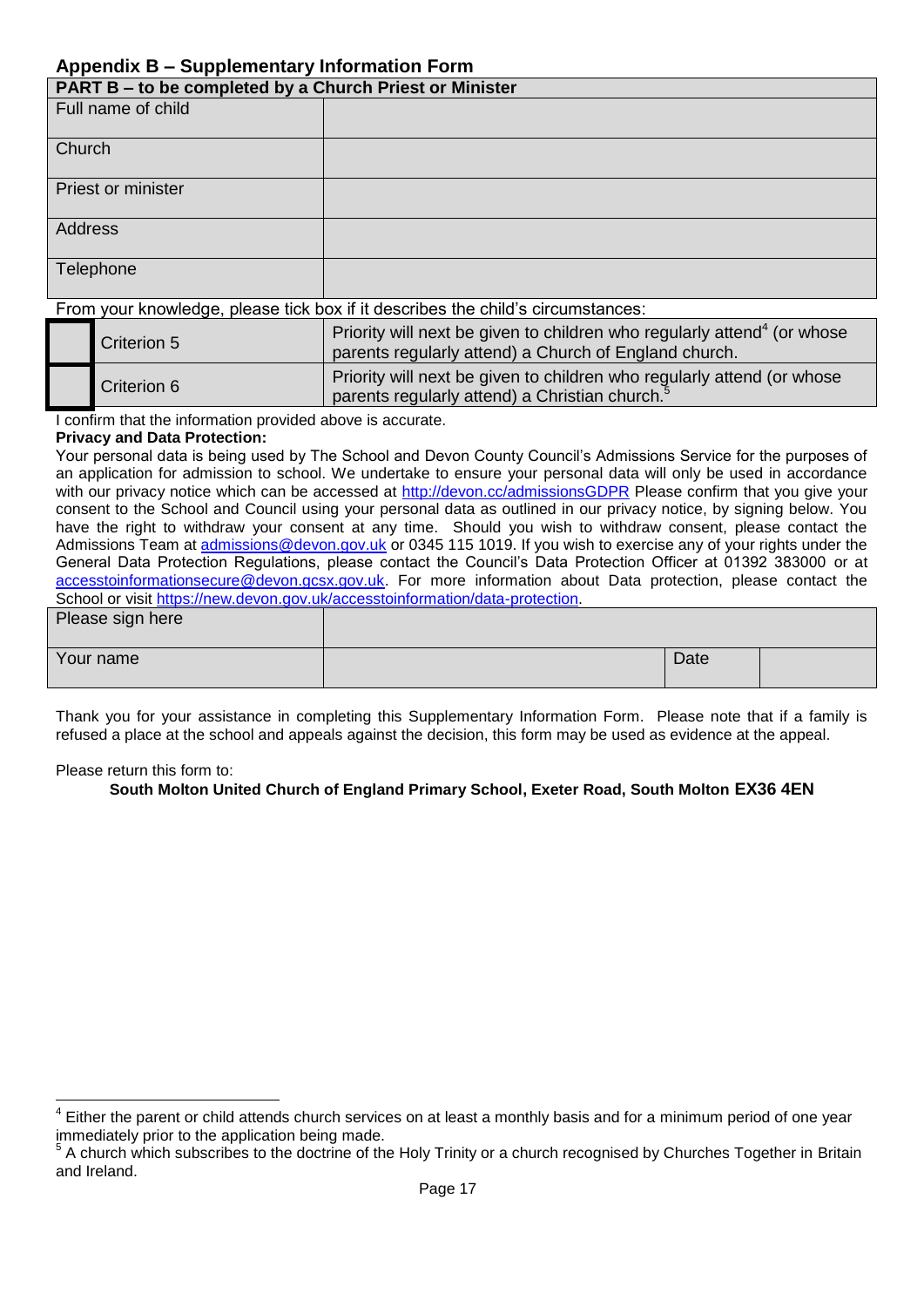## Appendix B – Supplementary Information Form

| PART B – to be completed by a Church Priest or Minister | |
|---|---|
| Full name of child | |
| Church | |
| Priest or minister | |
| Address | |
| Telephone | |

From your knowledge, please tick box if it describes the child's circumstances:

| | | |
|---|---|---|
| | Criterion 5 | Priority will next be given to children who regularly attend[4] (or whose parents regularly attend) a Church of England church. |
| | Criterion 6 | Priority will next be given to children who regularly attend (or whose parents regularly attend) a Christian church.[5] |

I confirm that the information provided above is accurate.

**Privacy and Data Protection:**

Your personal data is being used by The School and Devon County Council's Admissions Service for the purposes of an application for admission to school. We undertake to ensure your personal data will only be used in accordance with our privacy notice which can be accessed at http://devon.cc/admissionsGDPR Please confirm that you give your consent to the School and Council using your personal data as outlined in our privacy notice, by signing below. You have the right to withdraw your consent at any time. Should you wish to withdraw consent, please contact the Admissions Team at admissions@devon.gov.uk or 0345 115 1019. If you wish to exercise any of your rights under the General Data Protection Regulations, please contact the Council's Data Protection Officer at 01392 383000 or at accesstoinformationsecure@devon.gcsx.gov.uk. For more information about Data protection, please contact the School or visit https://new.devon.gov.uk/accesstoinformation/data-protection.

| | | | |
|---|---|---|---|
| Please sign here | | | |
| Your name | | Date | |

Thank you for your assistance in completing this Supplementary Information Form. Please note that if a family is refused a place at the school and appeals against the decision, this form may be used as evidence at the appeal.

Please return this form to:

**South Molton United Church of England Primary School, Exeter Road, South Molton EX36 4EN**

[4] Either the parent or child attends church services on at least a monthly basis and for a minimum period of one year immediately prior to the application being made.

[5] A church which subscribes to the doctrine of the Holy Trinity or a church recognised by Churches Together in Britain and Ireland.